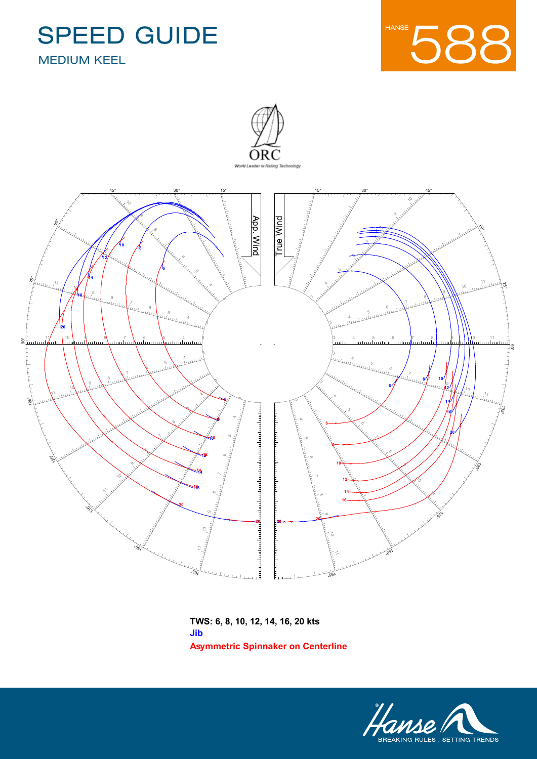# SPEED GUIDE

## MEDIUM KEEL

HANSE 588

ORC

World Leader in Rating Technology

App. Wind

True Wind

**TWS: 6, 8, 10, 12, 14, 16, 20 kts**

**Jib**

**Asymmetric Spinnaker on Centerline**

Hanse

BREAKING RULES . SETTING TRENDS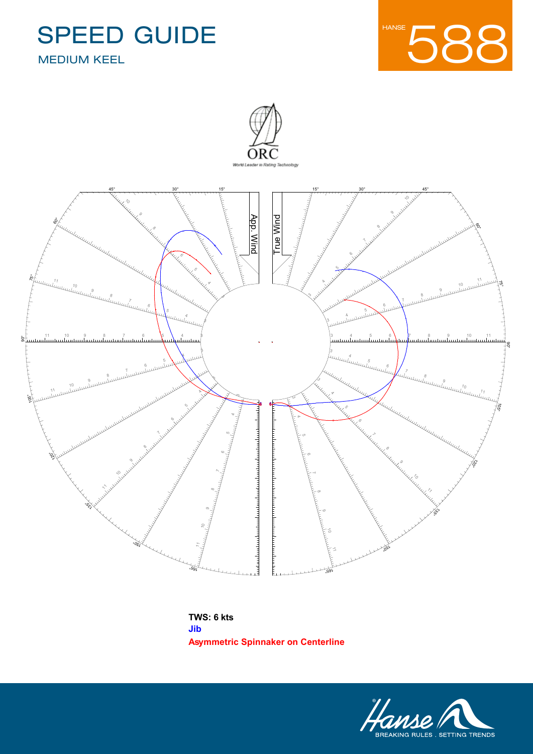# SPEED GUIDE

MEDIUM KEEL

HANSE 588

ORC

World Leader in Rating Technology

App. Wind

True Wind

**TWS: 6 kts**

**Jib**

**Asymmetric Spinnaker on Centerline**

Hanse

BREAKING RULES . SETTING TRENDS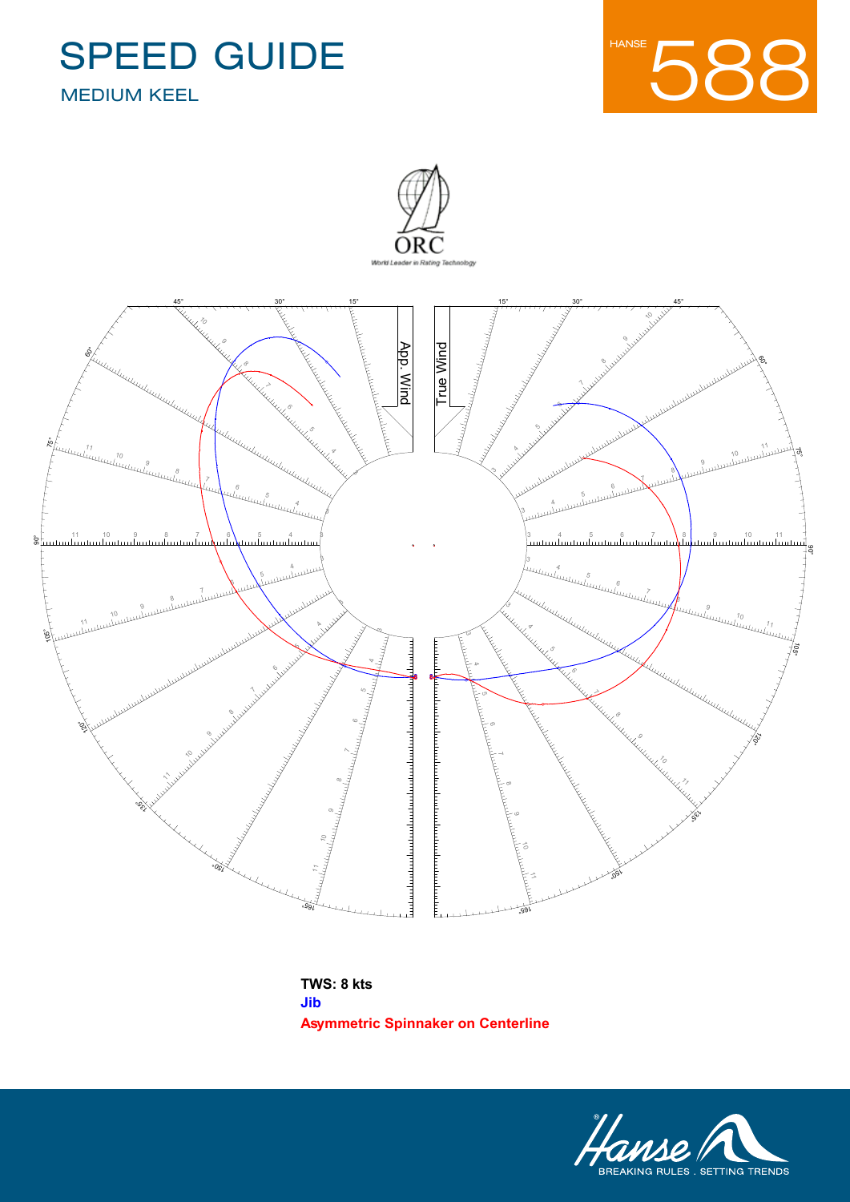# SPEED GUIDE

## MEDIUM KEEL

HANSE 588

ORC
World Leader in Rating Technology

App. Wind

True Wind

**TWS: 8 kts**

**Jib**

**Asymmetric Spinnaker on Centerline**

Hanse
BREAKING RULES . SETTING TRENDS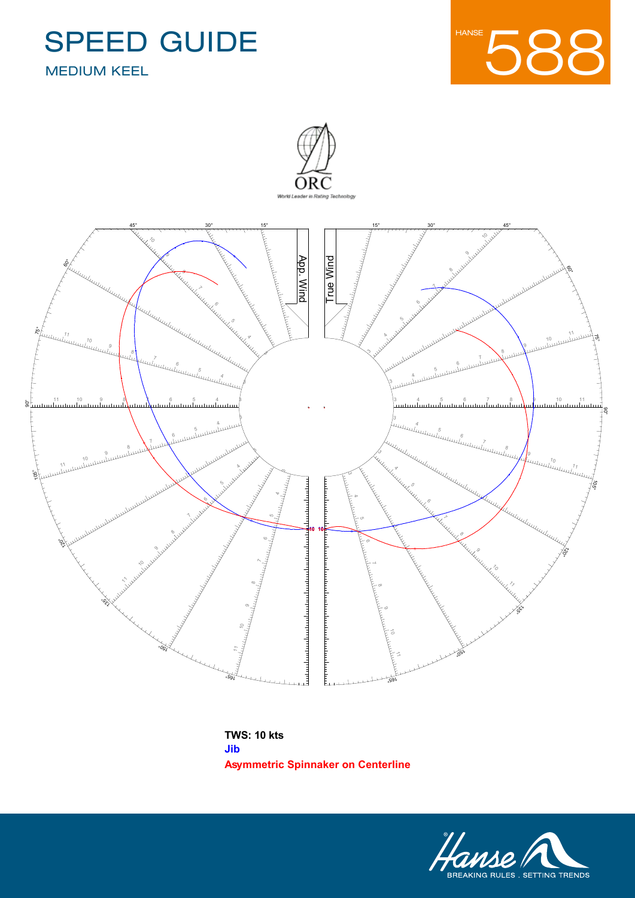# SPEED GUIDE

## MEDIUM KEEL

HANSE 588

ORC

World Leader in Rating Technology

App. Wind

True Wind

**TWS: 10 kts**

**Jib**

**Asymmetric Spinnaker on Centerline**

Hanse

BREAKING RULES . SETTING TRENDS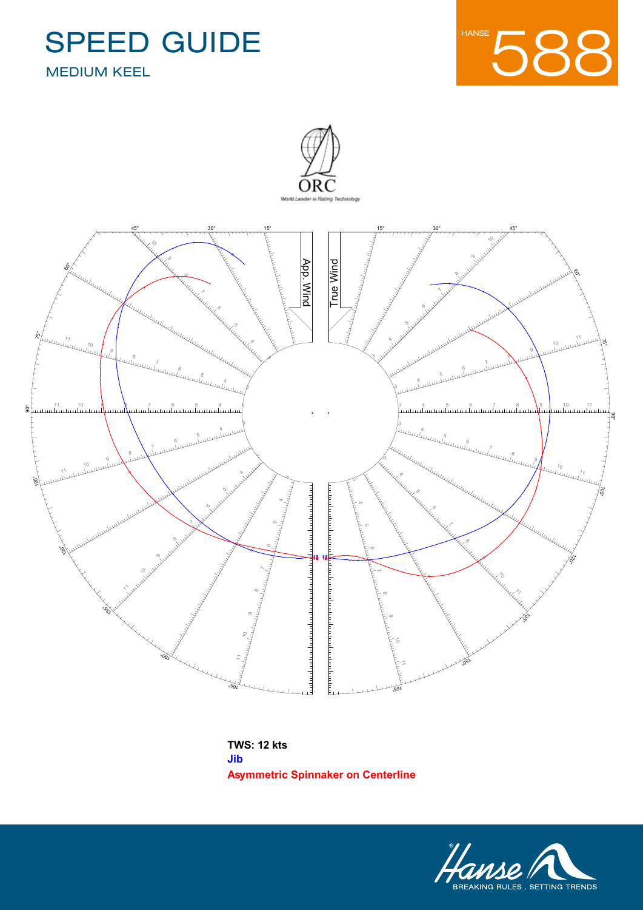# SPEED GUIDE

## MEDIUM KEEL

HANSE 588

**TWS: 12 kts**

**Jib**

**Asymmetric Spinnaker on Centerline**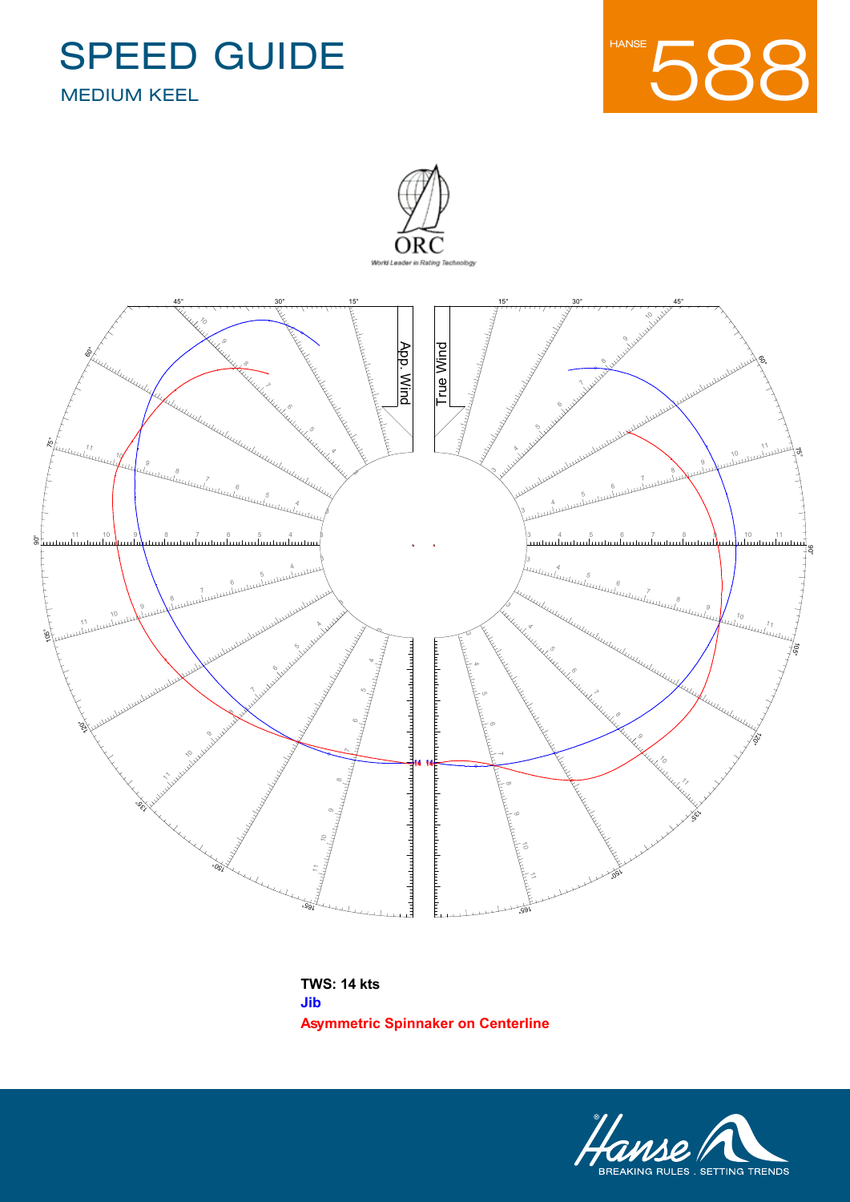# SPEED GUIDE

MEDIUM KEEL

HANSE 588

**TWS: 14 kts**

**Jib**

**Asymmetric Spinnaker on Centerline**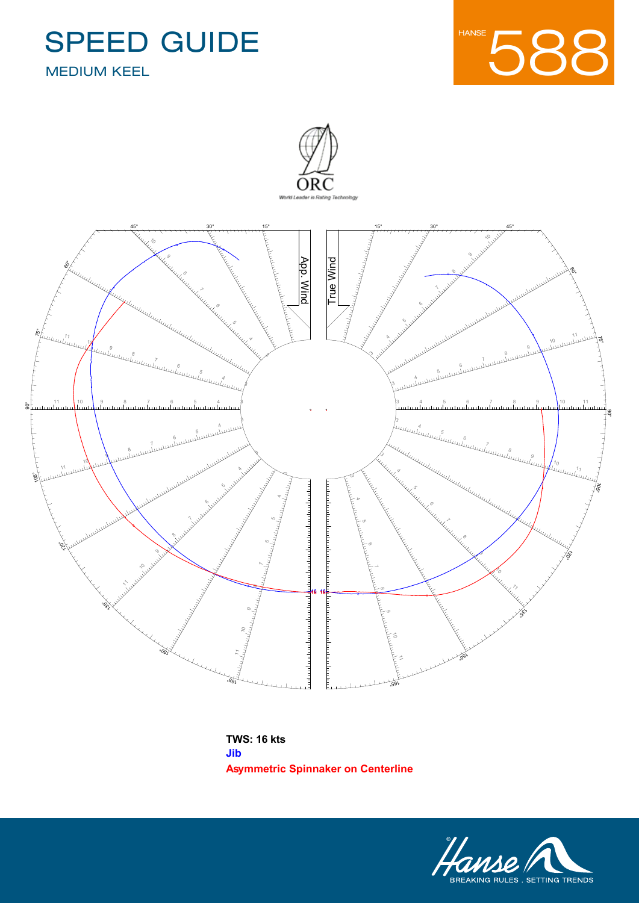# SPEED GUIDE

## MEDIUM KEEL

HANSE 588

**TWS: 16 kts**

**Jib**

**Asymmetric Spinnaker on Centerline**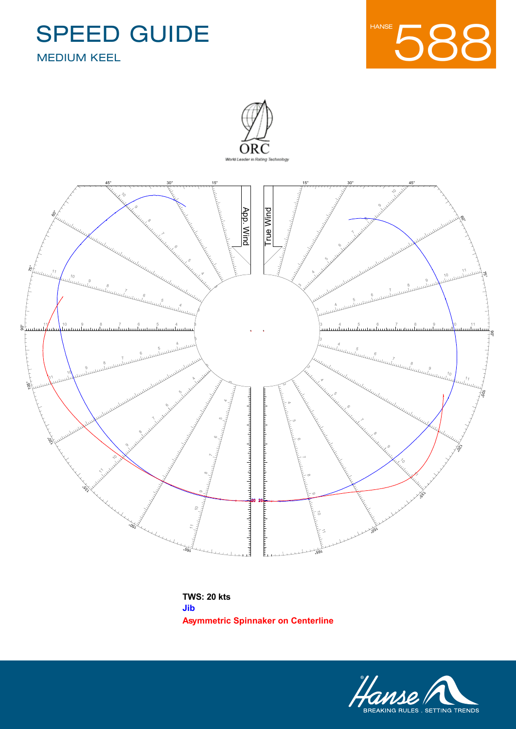# SPEED GUIDE

## MEDIUM KEEL

HANSE 588

**TWS: 20 kts**

**Jib**

**Asymmetric Spinnaker on Centerline**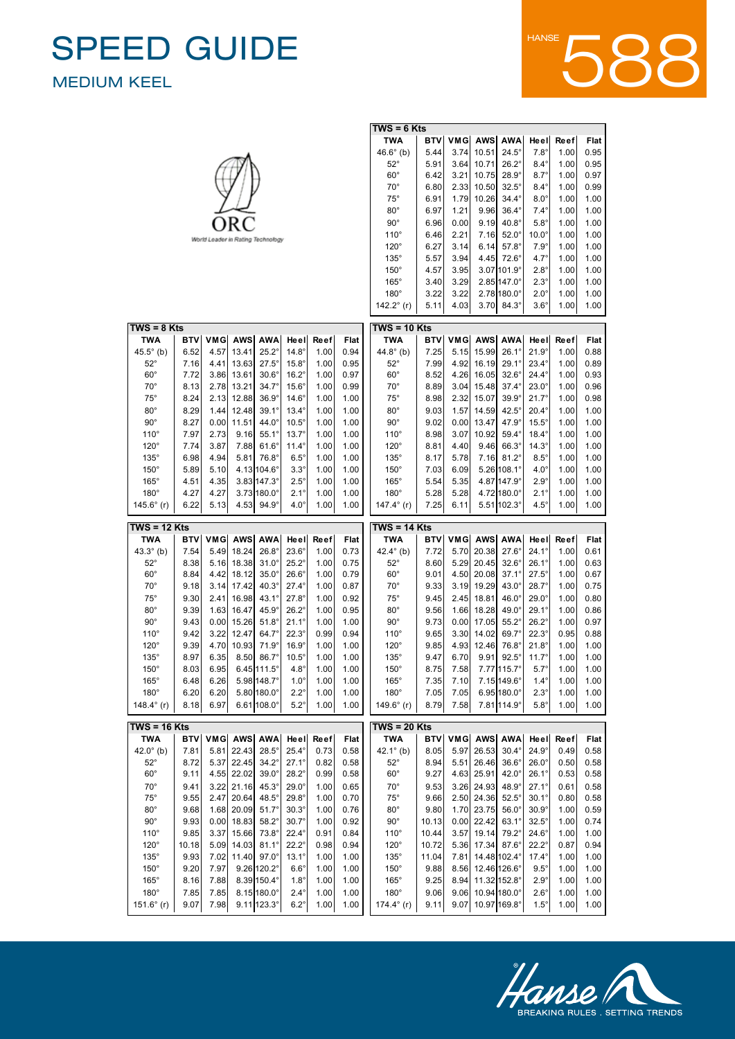# SPEED GUIDE

## MEDIUM KEEL

HANSE 588

ORC

World Leader in Rating Technology

**TWS = 6 Kts**

| TWA | BTV | VMG | AWS | AWA | Heel | Reef | Flat |
|---|---|---|---|---|---|---|---|
| 46.6° (b) | 5.44 | 3.74 | 10.51 | 24.5° | 7.8° | 1.00 | 0.95 |
| 52° | 5.91 | 3.64 | 10.71 | 26.2° | 8.4° | 1.00 | 0.95 |
| 60° | 6.42 | 3.21 | 10.75 | 28.9° | 8.7° | 1.00 | 0.97 |
| 70° | 6.80 | 2.33 | 10.50 | 32.5° | 8.4° | 1.00 | 0.99 |
| 75° | 6.91 | 1.79 | 10.26 | 34.4° | 8.0° | 1.00 | 1.00 |
| 80° | 6.97 | 1.21 | 9.96 | 36.4° | 7.4° | 1.00 | 1.00 |
| 90° | 6.96 | 0.00 | 9.19 | 40.8° | 5.8° | 1.00 | 1.00 |
| 110° | 6.46 | 2.21 | 7.16 | 52.0° | 10.0° | 1.00 | 1.00 |
| 120° | 6.27 | 3.14 | 6.14 | 57.8° | 7.9° | 1.00 | 1.00 |
| 135° | 5.57 | 3.94 | 4.45 | 72.6° | 4.7° | 1.00 | 1.00 |
| 150° | 4.57 | 3.95 | 3.07 | 101.9° | 2.8° | 1.00 | 1.00 |
| 165° | 3.40 | 3.29 | 2.85 | 147.0° | 2.3° | 1.00 | 1.00 |
| 180° | 3.22 | 3.22 | 2.78 | 180.0° | 2.0° | 1.00 | 1.00 |
| 142.2° (r) | 5.11 | 4.03 | 3.70 | 84.3° | 3.6° | 1.00 | 1.00 |

**TWS = 8 Kts**

| TWA | BTV | VMG | AWS | AWA | Heel | Reef | Flat |
|---|---|---|---|---|---|---|---|
| 45.5° (b) | 6.52 | 4.57 | 13.41 | 25.2° | 14.8° | 1.00 | 0.94 |
| 52° | 7.16 | 4.41 | 13.63 | 27.5° | 15.8° | 1.00 | 0.95 |
| 60° | 7.72 | 3.86 | 13.61 | 30.6° | 16.2° | 1.00 | 0.97 |
| 70° | 8.13 | 2.78 | 13.21 | 34.7° | 15.6° | 1.00 | 0.99 |
| 75° | 8.24 | 2.13 | 12.88 | 36.9° | 14.6° | 1.00 | 1.00 |
| 80° | 8.29 | 1.44 | 12.48 | 39.1° | 13.4° | 1.00 | 1.00 |
| 90° | 8.27 | 0.00 | 11.51 | 44.0° | 10.5° | 1.00 | 1.00 |
| 110° | 7.97 | 2.73 | 9.16 | 55.1° | 13.7° | 1.00 | 1.00 |
| 120° | 7.74 | 3.87 | 7.88 | 61.6° | 11.4° | 1.00 | 1.00 |
| 135° | 6.98 | 4.94 | 5.81 | 76.8° | 6.5° | 1.00 | 1.00 |
| 150° | 5.89 | 5.10 | 4.13 | 104.6° | 3.3° | 1.00 | 1.00 |
| 165° | 4.51 | 4.35 | 3.83 | 147.3° | 2.5° | 1.00 | 1.00 |
| 180° | 4.27 | 4.27 | 3.73 | 180.0° | 2.1° | 1.00 | 1.00 |
| 145.6° (r) | 6.22 | 5.13 | 4.53 | 94.9° | 4.0° | 1.00 | 1.00 |

**TWS = 10 Kts**

| TWA | BTV | VMG | AWS | AWA | Heel | Reef | Flat |
|---|---|---|---|---|---|---|---|
| 44.8° (b) | 7.25 | 5.15 | 15.99 | 26.1° | 21.9° | 1.00 | 0.88 |
| 52° | 7.99 | 4.92 | 16.19 | 29.1° | 23.4° | 1.00 | 0.89 |
| 60° | 8.52 | 4.26 | 16.05 | 32.6° | 24.4° | 1.00 | 0.93 |
| 70° | 8.89 | 3.04 | 15.48 | 37.4° | 23.0° | 1.00 | 0.96 |
| 75° | 8.98 | 2.32 | 15.07 | 39.9° | 21.7° | 1.00 | 0.98 |
| 80° | 9.03 | 1.57 | 14.59 | 42.5° | 20.4° | 1.00 | 1.00 |
| 90° | 9.02 | 0.00 | 13.47 | 47.9° | 15.5° | 1.00 | 1.00 |
| 110° | 8.98 | 3.07 | 10.92 | 59.4° | 18.4° | 1.00 | 1.00 |
| 120° | 8.81 | 4.40 | 9.46 | 66.3° | 14.3° | 1.00 | 1.00 |
| 135° | 8.17 | 5.78 | 7.16 | 81.2° | 8.5° | 1.00 | 1.00 |
| 150° | 7.03 | 6.09 | 5.26 | 108.1° | 4.0° | 1.00 | 1.00 |
| 165° | 5.54 | 5.35 | 4.87 | 147.9° | 2.9° | 1.00 | 1.00 |
| 180° | 5.28 | 5.28 | 4.72 | 180.0° | 2.1° | 1.00 | 1.00 |
| 147.4° (r) | 7.25 | 6.11 | 5.51 | 102.3° | 4.5° | 1.00 | 1.00 |

**TWS = 12 Kts**

| TWA | BTV | VMG | AWS | AWA | Heel | Reef | Flat |
|---|---|---|---|---|---|---|---|
| 43.3° (b) | 7.54 | 5.49 | 18.24 | 26.8° | 23.6° | 1.00 | 0.73 |
| 52° | 8.38 | 5.16 | 18.38 | 31.0° | 25.2° | 1.00 | 0.75 |
| 60° | 8.84 | 4.42 | 18.12 | 35.0° | 26.6° | 1.00 | 0.79 |
| 70° | 9.18 | 3.14 | 17.42 | 40.3° | 27.4° | 1.00 | 0.87 |
| 75° | 9.30 | 2.41 | 16.98 | 43.1° | 27.8° | 1.00 | 0.92 |
| 80° | 9.39 | 1.63 | 16.47 | 45.9° | 26.2° | 1.00 | 0.95 |
| 90° | 9.43 | 0.00 | 15.26 | 51.8° | 21.1° | 1.00 | 1.00 |
| 110° | 9.42 | 3.22 | 12.47 | 64.7° | 22.3° | 0.99 | 0.94 |
| 120° | 9.39 | 4.70 | 10.93 | 71.9° | 16.9° | 1.00 | 1.00 |
| 135° | 8.97 | 6.35 | 8.50 | 86.7° | 10.5° | 1.00 | 1.00 |
| 150° | 8.03 | 6.95 | 6.45 | 111.5° | 4.8° | 1.00 | 1.00 |
| 165° | 6.48 | 6.26 | 5.98 | 148.7° | 1.0° | 1.00 | 1.00 |
| 180° | 6.20 | 6.20 | 5.80 | 180.0° | 2.2° | 1.00 | 1.00 |
| 148.4° (r) | 8.18 | 6.97 | 6.61 | 108.0° | 5.2° | 1.00 | 1.00 |

**TWS = 14 Kts**

| TWA | BTV | VMG | AWS | AWA | Heel | Reef | Flat |
|---|---|---|---|---|---|---|---|
| 42.4° (b) | 7.72 | 5.70 | 20.38 | 27.6° | 24.1° | 1.00 | 0.61 |
| 52° | 8.60 | 5.29 | 20.45 | 32.6° | 26.1° | 1.00 | 0.63 |
| 60° | 9.01 | 4.50 | 20.08 | 37.1° | 27.5° | 1.00 | 0.67 |
| 70° | 9.33 | 3.19 | 19.29 | 43.0° | 28.7° | 1.00 | 0.75 |
| 75° | 9.45 | 2.45 | 18.81 | 46.0° | 29.0° | 1.00 | 0.80 |
| 80° | 9.56 | 1.66 | 18.28 | 49.0° | 29.1° | 1.00 | 0.86 |
| 90° | 9.73 | 0.00 | 17.05 | 55.2° | 26.2° | 1.00 | 0.97 |
| 110° | 9.65 | 3.30 | 14.02 | 69.7° | 22.3° | 0.95 | 0.88 |
| 120° | 9.85 | 4.93 | 12.46 | 76.8° | 21.8° | 1.00 | 1.00 |
| 135° | 9.47 | 6.70 | 9.91 | 92.5° | 11.7° | 1.00 | 1.00 |
| 150° | 8.75 | 7.58 | 7.77 | 115.7° | 5.7° | 1.00 | 1.00 |
| 165° | 7.35 | 7.10 | 7.15 | 149.6° | 1.4° | 1.00 | 1.00 |
| 180° | 7.05 | 7.05 | 6.95 | 180.0° | 2.3° | 1.00 | 1.00 |
| 149.6° (r) | 8.79 | 7.58 | 7.81 | 114.9° | 5.8° | 1.00 | 1.00 |

**TWS = 16 Kts**

| TWA | BTV | VMG | AWS | AWA | Heel | Reef | Flat |
|---|---|---|---|---|---|---|---|
| 42.0° (b) | 7.81 | 5.81 | 22.43 | 28.5° | 25.4° | 0.73 | 0.58 |
| 52° | 8.72 | 5.37 | 22.45 | 34.2° | 27.1° | 0.82 | 0.58 |
| 60° | 9.11 | 4.55 | 22.02 | 39.0° | 28.2° | 0.99 | 0.58 |
| 70° | 9.41 | 3.22 | 21.16 | 45.3° | 29.0° | 1.00 | 0.65 |
| 75° | 9.55 | 2.47 | 20.64 | 48.5° | 29.8° | 1.00 | 0.70 |
| 80° | 9.68 | 1.68 | 20.09 | 51.7° | 30.3° | 1.00 | 0.76 |
| 90° | 9.93 | 0.00 | 18.83 | 58.2° | 30.7° | 1.00 | 0.92 |
| 110° | 9.85 | 3.37 | 15.66 | 73.8° | 22.4° | 0.91 | 0.84 |
| 120° | 10.18 | 5.09 | 14.03 | 81.1° | 22.2° | 0.98 | 0.94 |
| 135° | 9.93 | 7.02 | 11.40 | 97.0° | 13.1° | 1.00 | 1.00 |
| 150° | 9.20 | 7.97 | 9.26 | 120.2° | 6.6° | 1.00 | 1.00 |
| 165° | 8.16 | 7.88 | 8.39 | 150.4° | 1.8° | 1.00 | 1.00 |
| 180° | 7.85 | 7.85 | 8.15 | 180.0° | 2.4° | 1.00 | 1.00 |
| 151.6° (r) | 9.07 | 7.98 | 9.11 | 123.3° | 6.2° | 1.00 | 1.00 |

**TWS = 20 Kts**

| TWA | BTV | VMG | AWS | AWA | Heel | Reef | Flat |
|---|---|---|---|---|---|---|---|
| 42.1° (b) | 8.05 | 5.97 | 26.53 | 30.4° | 24.9° | 0.49 | 0.58 |
| 52° | 8.94 | 5.51 | 26.46 | 36.6° | 26.0° | 0.50 | 0.58 |
| 60° | 9.27 | 4.63 | 25.91 | 42.0° | 26.1° | 0.53 | 0.58 |
| 70° | 9.53 | 3.26 | 24.93 | 48.9° | 27.1° | 0.61 | 0.58 |
| 75° | 9.66 | 2.50 | 24.36 | 52.5° | 30.1° | 0.80 | 0.58 |
| 80° | 9.80 | 1.70 | 23.75 | 56.0° | 30.9° | 1.00 | 0.59 |
| 90° | 10.13 | 0.00 | 22.42 | 63.1° | 32.5° | 1.00 | 0.74 |
| 110° | 10.44 | 3.57 | 19.14 | 79.2° | 24.6° | 1.00 | 1.00 |
| 120° | 10.72 | 5.36 | 17.34 | 87.6° | 22.2° | 0.87 | 0.94 |
| 135° | 11.04 | 7.81 | 14.48 | 102.4° | 17.4° | 1.00 | 1.00 |
| 150° | 9.88 | 8.56 | 12.46 | 126.6° | 9.5° | 1.00 | 1.00 |
| 165° | 9.25 | 8.94 | 11.32 | 152.8° | 2.9° | 1.00 | 1.00 |
| 180° | 9.06 | 9.06 | 10.94 | 180.0° | 2.6° | 1.00 | 1.00 |
| 174.4° (r) | 9.11 | 9.07 | 10.97 | 169.8° | 1.5° | 1.00 | 1.00 |

Hanse

BREAKING RULES . SETTING TRENDS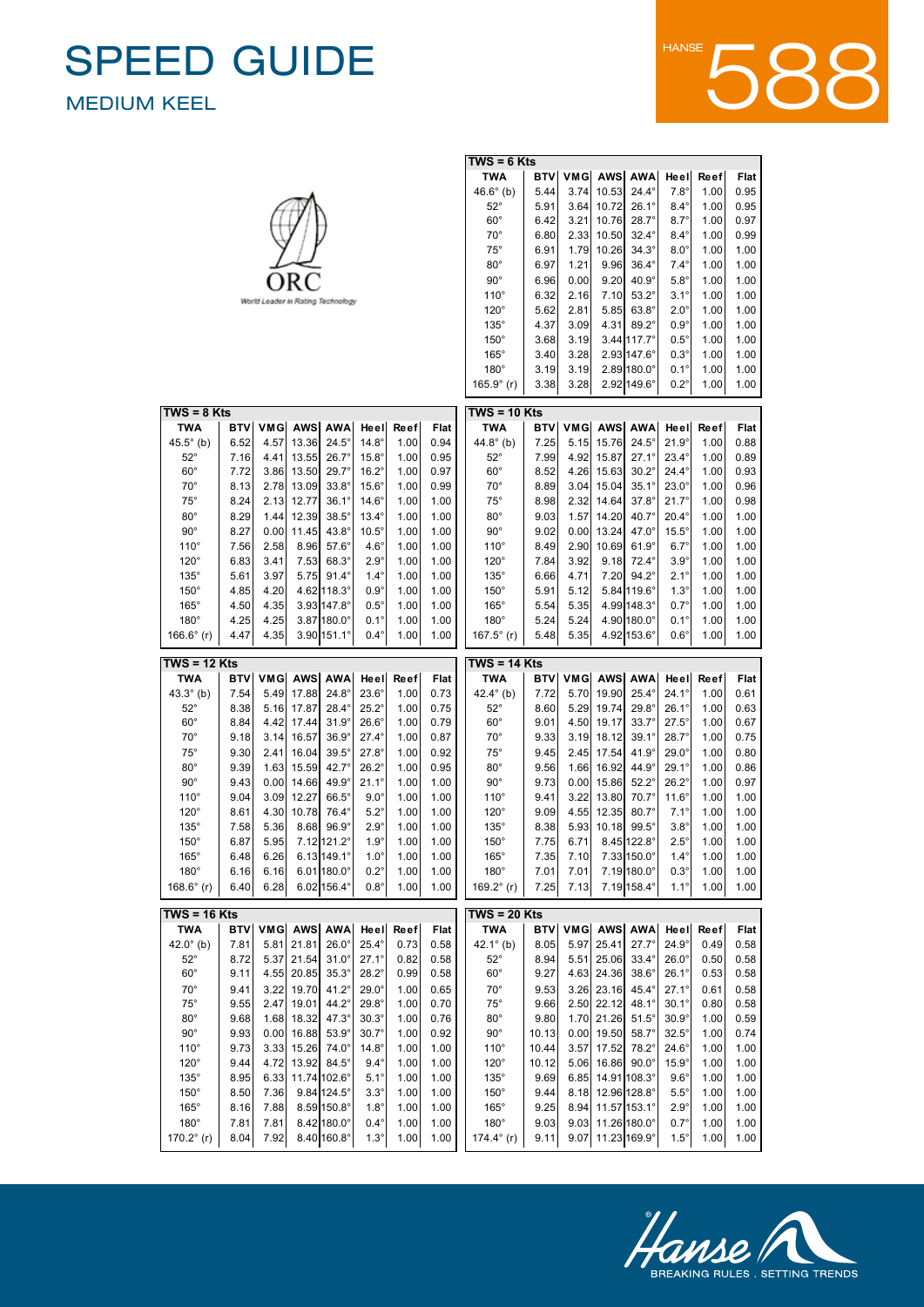# SPEED GUIDE

## MEDIUM KEEL

HANSE 588

ORC
World Leader in Rating Technology

| TWS = 6 Kts | | | | | | | |
|---|---|---|---|---|---|---|---|
| TWA | BTV | VMG | AWS | AWA | Heel | Reef | Flat |
| 46.6° (b) | 5.44 | 3.74 | 10.53 | 24.4° | 7.8° | 1.00 | 0.95 |
| 52° | 5.91 | 3.64 | 10.72 | 26.1° | 8.4° | 1.00 | 0.95 |
| 60° | 6.42 | 3.21 | 10.76 | 28.7° | 8.7° | 1.00 | 0.97 |
| 70° | 6.80 | 2.33 | 10.50 | 32.4° | 8.4° | 1.00 | 0.99 |
| 75° | 6.91 | 1.79 | 10.26 | 34.3° | 8.0° | 1.00 | 1.00 |
| 80° | 6.97 | 1.21 | 9.96 | 36.4° | 7.4° | 1.00 | 1.00 |
| 90° | 6.96 | 0.00 | 9.20 | 40.9° | 5.8° | 1.00 | 1.00 |
| 110° | 6.32 | 2.16 | 7.10 | 53.2° | 3.1° | 1.00 | 1.00 |
| 120° | 5.62 | 2.81 | 5.85 | 63.8° | 2.0° | 1.00 | 1.00 |
| 135° | 4.37 | 3.09 | 4.31 | 89.2° | 0.9° | 1.00 | 1.00 |
| 150° | 3.68 | 3.19 | 3.44 | 117.7° | 0.5° | 1.00 | 1.00 |
| 165° | 3.40 | 3.28 | 2.93 | 147.6° | 0.3° | 1.00 | 1.00 |
| 180° | 3.19 | 3.19 | 2.89 | 180.0° | 0.1° | 1.00 | 1.00 |
| 165.9° (r) | 3.38 | 3.28 | 2.92 | 149.6° | 0.2° | 1.00 | 1.00 |

| TWS = 8 Kts | | | | | | | |
|---|---|---|---|---|---|---|---|
| TWA | BTV | VMG | AWS | AWA | Heel | Reef | Flat |
| 45.5° (b) | 6.52 | 4.57 | 13.36 | 24.5° | 14.8° | 1.00 | 0.94 |
| 52° | 7.16 | 4.41 | 13.55 | 26.7° | 15.8° | 1.00 | 0.95 |
| 60° | 7.72 | 3.86 | 13.50 | 29.7° | 16.2° | 1.00 | 0.97 |
| 70° | 8.13 | 2.78 | 13.09 | 33.8° | 15.6° | 1.00 | 0.99 |
| 75° | 8.24 | 2.13 | 12.77 | 36.1° | 14.6° | 1.00 | 1.00 |
| 80° | 8.29 | 1.44 | 12.39 | 38.5° | 13.4° | 1.00 | 1.00 |
| 90° | 8.27 | 0.00 | 11.45 | 43.8° | 10.5° | 1.00 | 1.00 |
| 110° | 7.56 | 2.58 | 8.96 | 57.6° | 4.6° | 1.00 | 1.00 |
| 120° | 6.83 | 3.41 | 7.53 | 68.3° | 2.9° | 1.00 | 1.00 |
| 135° | 5.61 | 3.97 | 5.75 | 91.4° | 1.4° | 1.00 | 1.00 |
| 150° | 4.85 | 4.20 | 4.62 | 118.3° | 0.9° | 1.00 | 1.00 |
| 165° | 4.50 | 4.35 | 3.93 | 147.8° | 0.5° | 1.00 | 1.00 |
| 180° | 4.25 | 4.25 | 3.87 | 180.0° | 0.1° | 1.00 | 1.00 |
| 166.6° (r) | 4.47 | 4.35 | 3.90 | 151.1° | 0.4° | 1.00 | 1.00 |

| TWS = 10 Kts | | | | | | | |
|---|---|---|---|---|---|---|---|
| TWA | BTV | VMG | AWS | AWA | Heel | Reef | Flat |
| 44.8° (b) | 7.25 | 5.15 | 15.76 | 24.5° | 21.9° | 1.00 | 0.88 |
| 52° | 7.99 | 4.92 | 15.87 | 27.1° | 23.4° | 1.00 | 0.89 |
| 60° | 8.52 | 4.26 | 15.63 | 30.2° | 24.4° | 1.00 | 0.93 |
| 70° | 8.89 | 3.04 | 15.04 | 35.1° | 23.0° | 1.00 | 0.96 |
| 75° | 8.98 | 2.32 | 14.64 | 37.8° | 21.7° | 1.00 | 0.98 |
| 80° | 9.03 | 1.57 | 14.20 | 40.7° | 20.4° | 1.00 | 1.00 |
| 90° | 9.02 | 0.00 | 13.24 | 47.0° | 15.5° | 1.00 | 1.00 |
| 110° | 8.49 | 2.90 | 10.69 | 61.9° | 6.7° | 1.00 | 1.00 |
| 120° | 7.84 | 3.92 | 9.18 | 72.4° | 3.9° | 1.00 | 1.00 |
| 135° | 6.66 | 4.71 | 7.20 | 94.2° | 2.1° | 1.00 | 1.00 |
| 150° | 5.91 | 5.12 | 5.84 | 119.6° | 1.3° | 1.00 | 1.00 |
| 165° | 5.54 | 5.35 | 4.99 | 148.3° | 0.7° | 1.00 | 1.00 |
| 180° | 5.24 | 5.24 | 4.90 | 180.0° | 0.1° | 1.00 | 1.00 |
| 167.5° (r) | 5.48 | 5.35 | 4.92 | 153.6° | 0.6° | 1.00 | 1.00 |

| TWS = 12 Kts | | | | | | | |
|---|---|---|---|---|---|---|---|
| TWA | BTV | VMG | AWS | AWA | Heel | Reef | Flat |
| 43.3° (b) | 7.54 | 5.49 | 17.88 | 24.8° | 23.6° | 1.00 | 0.73 |
| 52° | 8.38 | 5.16 | 17.87 | 28.4° | 25.2° | 1.00 | 0.75 |
| 60° | 8.84 | 4.42 | 17.44 | 31.9° | 26.6° | 1.00 | 0.79 |
| 70° | 9.18 | 3.14 | 16.57 | 36.9° | 27.4° | 1.00 | 0.87 |
| 75° | 9.30 | 2.41 | 16.04 | 39.5° | 27.8° | 1.00 | 0.92 |
| 80° | 9.39 | 1.63 | 15.59 | 42.7° | 26.2° | 1.00 | 0.95 |
| 90° | 9.43 | 0.00 | 14.66 | 49.9° | 21.1° | 1.00 | 1.00 |
| 110° | 9.04 | 3.09 | 12.27 | 66.5° | 9.0° | 1.00 | 1.00 |
| 120° | 8.61 | 4.30 | 10.78 | 76.4° | 5.2° | 1.00 | 1.00 |
| 135° | 7.58 | 5.36 | 8.68 | 96.9° | 2.9° | 1.00 | 1.00 |
| 150° | 6.87 | 5.95 | 7.12 | 121.2° | 1.9° | 1.00 | 1.00 |
| 165° | 6.48 | 6.26 | 6.13 | 149.1° | 1.0° | 1.00 | 1.00 |
| 180° | 6.16 | 6.16 | 6.01 | 180.0° | 0.2° | 1.00 | 1.00 |
| 168.6° (r) | 6.40 | 6.28 | 6.02 | 156.4° | 0.8° | 1.00 | 1.00 |

| TWS = 14 Kts | | | | | | | |
|---|---|---|---|---|---|---|---|
| TWA | BTV | VMG | AWS | AWA | Heel | Reef | Flat |
| 42.4° (b) | 7.72 | 5.70 | 19.90 | 25.4° | 24.1° | 1.00 | 0.61 |
| 52° | 8.60 | 5.29 | 19.74 | 29.8° | 26.1° | 1.00 | 0.63 |
| 60° | 9.01 | 4.50 | 19.17 | 33.7° | 27.5° | 1.00 | 0.67 |
| 70° | 9.33 | 3.19 | 18.12 | 39.1° | 28.7° | 1.00 | 0.75 |
| 75° | 9.45 | 2.45 | 17.54 | 41.9° | 29.0° | 1.00 | 0.80 |
| 80° | 9.56 | 1.66 | 16.92 | 44.9° | 29.1° | 1.00 | 0.86 |
| 90° | 9.73 | 0.00 | 15.86 | 52.2° | 26.2° | 1.00 | 0.97 |
| 110° | 9.41 | 3.22 | 13.80 | 70.7° | 11.6° | 1.00 | 1.00 |
| 120° | 9.09 | 4.55 | 12.35 | 80.7° | 7.1° | 1.00 | 1.00 |
| 135° | 8.38 | 5.93 | 10.18 | 99.5° | 3.8° | 1.00 | 1.00 |
| 150° | 7.75 | 6.71 | 8.45 | 122.8° | 2.5° | 1.00 | 1.00 |
| 165° | 7.35 | 7.10 | 7.33 | 150.0° | 1.4° | 1.00 | 1.00 |
| 180° | 7.01 | 7.01 | 7.19 | 180.0° | 0.3° | 1.00 | 1.00 |
| 169.2° (r) | 7.25 | 7.13 | 7.19 | 158.4° | 1.1° | 1.00 | 1.00 |

| TWS = 16 Kts | | | | | | | |
|---|---|---|---|---|---|---|---|
| TWA | BTV | VMG | AWS | AWA | Heel | Reef | Flat |
| 42.0° (b) | 7.81 | 5.81 | 21.81 | 26.0° | 25.4° | 0.73 | 0.58 |
| 52° | 8.72 | 5.37 | 21.54 | 31.0° | 27.1° | 0.82 | 0.58 |
| 60° | 9.11 | 4.55 | 20.85 | 35.3° | 28.2° | 0.99 | 0.58 |
| 70° | 9.41 | 3.22 | 19.70 | 41.2° | 29.0° | 1.00 | 0.65 |
| 75° | 9.55 | 2.47 | 19.01 | 44.2° | 29.8° | 1.00 | 0.70 |
| 80° | 9.68 | 1.68 | 18.32 | 47.3° | 30.3° | 1.00 | 0.76 |
| 90° | 9.93 | 0.00 | 16.88 | 53.9° | 30.7° | 1.00 | 0.92 |
| 110° | 9.73 | 3.33 | 15.26 | 74.0° | 14.8° | 1.00 | 1.00 |
| 120° | 9.44 | 4.72 | 13.92 | 84.5° | 9.4° | 1.00 | 1.00 |
| 135° | 8.95 | 6.33 | 11.74 | 102.6° | 5.1° | 1.00 | 1.00 |
| 150° | 8.50 | 7.36 | 9.84 | 124.5° | 3.3° | 1.00 | 1.00 |
| 165° | 8.16 | 7.88 | 8.59 | 150.8° | 1.8° | 1.00 | 1.00 |
| 180° | 7.81 | 7.81 | 8.42 | 180.0° | 0.4° | 1.00 | 1.00 |
| 170.2° (r) | 8.04 | 7.92 | 8.40 | 160.8° | 1.3° | 1.00 | 1.00 |

| TWS = 20 Kts | | | | | | | |
|---|---|---|---|---|---|---|---|
| TWA | BTV | VMG | AWS | AWA | Heel | Reef | Flat |
| 42.1° (b) | 8.05 | 5.97 | 25.41 | 27.7° | 24.9° | 0.49 | 0.58 |
| 52° | 8.94 | 5.51 | 25.06 | 33.4° | 26.0° | 0.50 | 0.58 |
| 60° | 9.27 | 4.63 | 24.36 | 38.6° | 26.1° | 0.53 | 0.58 |
| 70° | 9.53 | 3.26 | 23.16 | 45.4° | 27.1° | 0.61 | 0.58 |
| 75° | 9.66 | 2.50 | 22.12 | 48.1° | 30.1° | 0.80 | 0.58 |
| 80° | 9.80 | 1.70 | 21.26 | 51.5° | 30.9° | 1.00 | 0.59 |
| 90° | 10.13 | 0.00 | 19.50 | 58.7° | 32.5° | 1.00 | 0.74 |
| 110° | 10.44 | 3.57 | 17.52 | 78.2° | 24.6° | 1.00 | 1.00 |
| 120° | 10.12 | 5.06 | 16.86 | 90.0° | 15.9° | 1.00 | 1.00 |
| 135° | 9.69 | 6.85 | 14.91 | 108.3° | 9.6° | 1.00 | 1.00 |
| 150° | 9.44 | 8.18 | 12.96 | 128.8° | 5.5° | 1.00 | 1.00 |
| 165° | 9.25 | 8.94 | 11.57 | 153.1° | 2.9° | 1.00 | 1.00 |
| 180° | 9.03 | 9.03 | 11.26 | 180.0° | 0.7° | 1.00 | 1.00 |
| 174.4° (r) | 9.11 | 9.07 | 11.23 | 169.9° | 1.5° | 1.00 | 1.00 |

Hanse® BREAKING RULES . SETTING TRENDS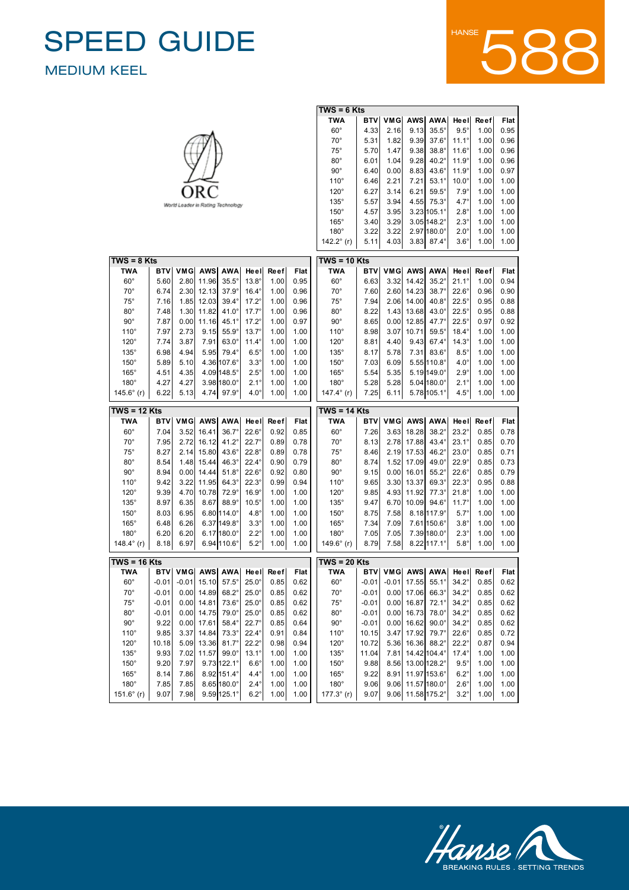# SPEED GUIDE

## MEDIUM KEEL

HANSE 588

ORC
World Leader in Rating Technology

**TWS = 6 Kts**

| TWA | BTV | VMG | AWS | AWA | Heel | Reef | Flat |
|---|---|---|---|---|---|---|---|
| 60° | 4.33 | 2.16 | 9.13 | 35.5° | 9.5° | 1.00 | 0.95 |
| 70° | 5.31 | 1.82 | 9.39 | 37.6° | 11.1° | 1.00 | 0.96 |
| 75° | 5.70 | 1.47 | 9.38 | 38.8° | 11.6° | 1.00 | 0.96 |
| 80° | 6.01 | 1.04 | 9.28 | 40.2° | 11.9° | 1.00 | 0.96 |
| 90° | 6.40 | 0.00 | 8.83 | 43.6° | 11.9° | 1.00 | 0.97 |
| 110° | 6.46 | 2.21 | 7.21 | 53.1° | 10.0° | 1.00 | 1.00 |
| 120° | 6.27 | 3.14 | 6.21 | 59.5° | 7.9° | 1.00 | 1.00 |
| 135° | 5.57 | 3.94 | 4.55 | 75.3° | 4.7° | 1.00 | 1.00 |
| 150° | 4.57 | 3.95 | 3.23 | 105.1° | 2.8° | 1.00 | 1.00 |
| 165° | 3.40 | 3.29 | 3.05 | 148.2° | 2.3° | 1.00 | 1.00 |
| 180° | 3.22 | 3.22 | 2.97 | 180.0° | 2.0° | 1.00 | 1.00 |
| 142.2° (r) | 5.11 | 4.03 | 3.83 | 87.4° | 3.6° | 1.00 | 1.00 |

**TWS = 8 Kts**

| TWA | BTV | VMG | AWS | AWA | Heel | Reef | Flat |
|---|---|---|---|---|---|---|---|
| 60° | 5.60 | 2.80 | 11.96 | 35.5° | 13.8° | 1.00 | 0.95 |
| 70° | 6.74 | 2.30 | 12.13 | 37.9° | 16.4° | 1.00 | 0.96 |
| 75° | 7.16 | 1.85 | 12.03 | 39.4° | 17.2° | 1.00 | 0.96 |
| 80° | 7.48 | 1.30 | 11.82 | 41.0° | 17.7° | 1.00 | 0.96 |
| 90° | 7.87 | 0.00 | 11.16 | 45.1° | 17.2° | 1.00 | 0.97 |
| 110° | 7.97 | 2.73 | 9.15 | 55.9° | 13.7° | 1.00 | 1.00 |
| 120° | 7.74 | 3.87 | 7.91 | 63.0° | 11.4° | 1.00 | 1.00 |
| 135° | 6.98 | 4.94 | 5.95 | 79.4° | 6.5° | 1.00 | 1.00 |
| 150° | 5.89 | 5.10 | 4.36 | 107.6° | 3.3° | 1.00 | 1.00 |
| 165° | 4.51 | 4.35 | 4.09 | 148.5° | 2.5° | 1.00 | 1.00 |
| 180° | 4.27 | 4.27 | 3.98 | 180.0° | 2.1° | 1.00 | 1.00 |
| 145.6° (r) | 6.22 | 5.13 | 4.74 | 97.9° | 4.0° | 1.00 | 1.00 |

**TWS = 10 Kts**

| TWA | BTV | VMG | AWS | AWA | Heel | Reef | Flat |
|---|---|---|---|---|---|---|---|
| 60° | 6.63 | 3.32 | 14.42 | 35.2° | 21.1° | 1.00 | 0.94 |
| 70° | 7.60 | 2.60 | 14.23 | 38.7° | 22.6° | 0.96 | 0.90 |
| 75° | 7.94 | 2.06 | 14.00 | 40.8° | 22.5° | 0.95 | 0.88 |
| 80° | 8.22 | 1.43 | 13.68 | 43.0° | 22.5° | 0.95 | 0.88 |
| 90° | 8.65 | 0.00 | 12.85 | 47.7° | 22.5° | 0.97 | 0.92 |
| 110° | 8.98 | 3.07 | 10.71 | 59.5° | 18.4° | 1.00 | 1.00 |
| 120° | 8.81 | 4.40 | 9.43 | 67.4° | 14.3° | 1.00 | 1.00 |
| 135° | 8.17 | 5.78 | 7.31 | 83.6° | 8.5° | 1.00 | 1.00 |
| 150° | 7.03 | 6.09 | 5.55 | 110.8° | 4.0° | 1.00 | 1.00 |
| 165° | 5.54 | 5.35 | 5.19 | 149.0° | 2.9° | 1.00 | 1.00 |
| 180° | 5.28 | 5.28 | 5.04 | 180.0° | 2.1° | 1.00 | 1.00 |
| 147.4° (r) | 7.25 | 6.11 | 5.78 | 105.1° | 4.5° | 1.00 | 1.00 |

**TWS = 12 Kts**

| TWA | BTV | VMG | AWS | AWA | Heel | Reef | Flat |
|---|---|---|---|---|---|---|---|
| 60° | 7.04 | 3.52 | 16.41 | 36.7° | 22.6° | 0.92 | 0.85 |
| 70° | 7.95 | 2.72 | 16.12 | 41.2° | 22.7° | 0.89 | 0.78 |
| 75° | 8.27 | 2.14 | 15.80 | 43.6° | 22.8° | 0.89 | 0.78 |
| 80° | 8.54 | 1.48 | 15.44 | 46.3° | 22.4° | 0.90 | 0.79 |
| 90° | 8.94 | 0.00 | 14.44 | 51.8° | 22.6° | 0.92 | 0.80 |
| 110° | 9.42 | 3.22 | 11.95 | 64.3° | 22.3° | 0.99 | 0.94 |
| 120° | 9.39 | 4.70 | 10.78 | 72.9° | 16.9° | 1.00 | 1.00 |
| 135° | 8.97 | 6.35 | 8.67 | 88.9° | 10.5° | 1.00 | 1.00 |
| 150° | 8.03 | 6.95 | 6.80 | 114.0° | 4.8° | 1.00 | 1.00 |
| 165° | 6.48 | 6.26 | 6.37 | 149.8° | 3.3° | 1.00 | 1.00 |
| 180° | 6.20 | 6.20 | 6.17 | 180.0° | 2.2° | 1.00 | 1.00 |
| 148.4° (r) | 8.18 | 6.97 | 6.94 | 110.6° | 5.2° | 1.00 | 1.00 |

**TWS = 14 Kts**

| TWA | BTV | VMG | AWS | AWA | Heel | Reef | Flat |
|---|---|---|---|---|---|---|---|
| 60° | 7.26 | 3.63 | 18.28 | 38.2° | 23.2° | 0.85 | 0.78 |
| 70° | 8.13 | 2.78 | 17.88 | 43.4° | 23.1° | 0.85 | 0.70 |
| 75° | 8.46 | 2.19 | 17.53 | 46.2° | 23.0° | 0.85 | 0.71 |
| 80° | 8.74 | 1.52 | 17.09 | 49.0° | 22.9° | 0.85 | 0.73 |
| 90° | 9.15 | 0.00 | 16.01 | 55.2° | 22.6° | 0.85 | 0.79 |
| 110° | 9.65 | 3.30 | 13.37 | 69.3° | 22.3° | 0.95 | 0.88 |
| 120° | 9.85 | 4.93 | 11.92 | 77.3° | 21.8° | 1.00 | 1.00 |
| 135° | 9.47 | 6.70 | 10.09 | 94.6° | 11.7° | 1.00 | 1.00 |
| 150° | 8.75 | 7.58 | 8.18 | 117.9° | 5.7° | 1.00 | 1.00 |
| 165° | 7.34 | 7.09 | 7.61 | 150.6° | 3.8° | 1.00 | 1.00 |
| 180° | 7.05 | 7.05 | 7.39 | 180.0° | 2.3° | 1.00 | 1.00 |
| 149.6° (r) | 8.79 | 7.58 | 8.22 | 117.1° | 5.8° | 1.00 | 1.00 |

**TWS = 16 Kts**

| TWA | BTV | VMG | AWS | AWA | Heel | Reef | Flat |
|---|---|---|---|---|---|---|---|
| 60° | -0.01 | -0.01 | 15.10 | 57.5° | 25.0° | 0.85 | 0.62 |
| 70° | -0.01 | 0.00 | 14.89 | 68.2° | 25.0° | 0.85 | 0.62 |
| 75° | -0.01 | 0.00 | 14.81 | 73.6° | 25.0° | 0.85 | 0.62 |
| 80° | -0.01 | 0.00 | 14.75 | 79.0° | 25.0° | 0.85 | 0.62 |
| 90° | 9.22 | 0.00 | 17.61 | 58.4° | 22.7° | 0.85 | 0.64 |
| 110° | 9.85 | 3.37 | 14.84 | 73.3° | 22.4° | 0.91 | 0.84 |
| 120° | 10.18 | 5.09 | 13.36 | 81.7° | 22.2° | 0.98 | 0.94 |
| 135° | 9.93 | 7.02 | 11.57 | 99.0° | 13.1° | 1.00 | 1.00 |
| 150° | 9.20 | 7.97 | 9.73 | 122.1° | 6.6° | 1.00 | 1.00 |
| 165° | 8.14 | 7.86 | 8.92 | 151.4° | 4.4° | 1.00 | 1.00 |
| 180° | 7.85 | 7.85 | 8.65 | 180.0° | 2.4° | 1.00 | 1.00 |
| 151.6° (r) | 9.07 | 7.98 | 9.59 | 125.1° | 6.2° | 1.00 | 1.00 |

**TWS = 20 Kts**

| TWA | BTV | VMG | AWS | AWA | Heel | Reef | Flat |
|---|---|---|---|---|---|---|---|
| 60° | -0.01 | -0.01 | 17.55 | 55.1° | 34.2° | 0.85 | 0.62 |
| 70° | -0.01 | 0.00 | 17.06 | 66.3° | 34.2° | 0.85 | 0.62 |
| 75° | -0.01 | 0.00 | 16.87 | 72.1° | 34.2° | 0.85 | 0.62 |
| 80° | -0.01 | 0.00 | 16.73 | 78.0° | 34.2° | 0.85 | 0.62 |
| 90° | -0.01 | 0.00 | 16.62 | 90.0° | 34.2° | 0.85 | 0.62 |
| 110° | 10.15 | 3.47 | 17.92 | 79.7° | 22.6° | 0.85 | 0.72 |
| 120° | 10.72 | 5.36 | 16.36 | 88.2° | 22.2° | 0.87 | 0.94 |
| 135° | 11.04 | 7.81 | 14.42 | 104.4° | 17.4° | 1.00 | 1.00 |
| 150° | 9.88 | 8.56 | 13.00 | 128.2° | 9.5° | 1.00 | 1.00 |
| 165° | 9.22 | 8.91 | 11.97 | 153.6° | 6.2° | 1.00 | 1.00 |
| 180° | 9.06 | 9.06 | 11.57 | 180.0° | 2.6° | 1.00 | 1.00 |
| 177.3° (r) | 9.07 | 9.06 | 11.58 | 175.2° | 3.2° | 1.00 | 1.00 |

Hanse
BREAKING RULES . SETTING TRENDS